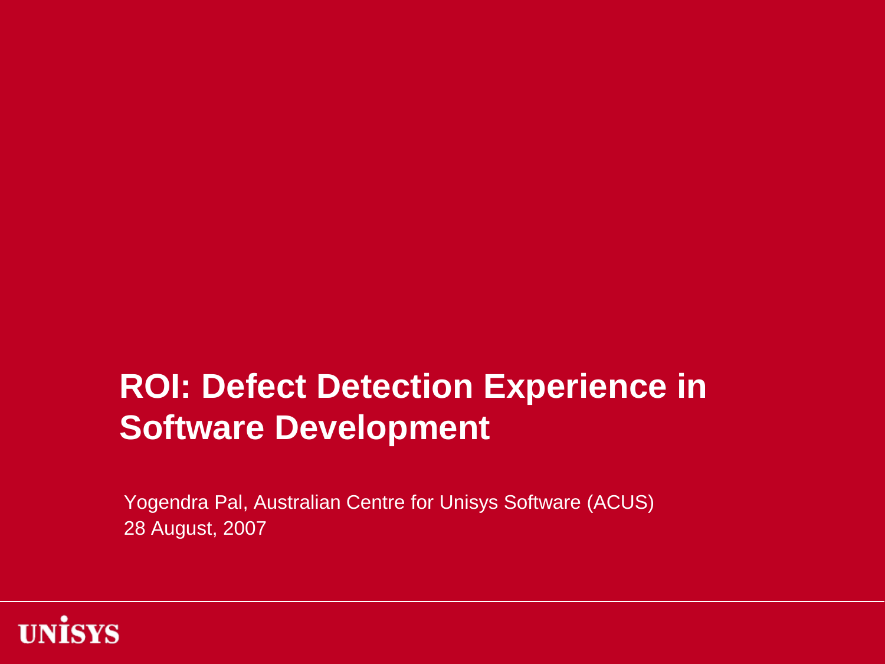# ROI: Defect Detection Experience in Software Development

Yogendra Pal, Australian Centre for Unisys Software (ACUS)
28 August, 2007

UNISYS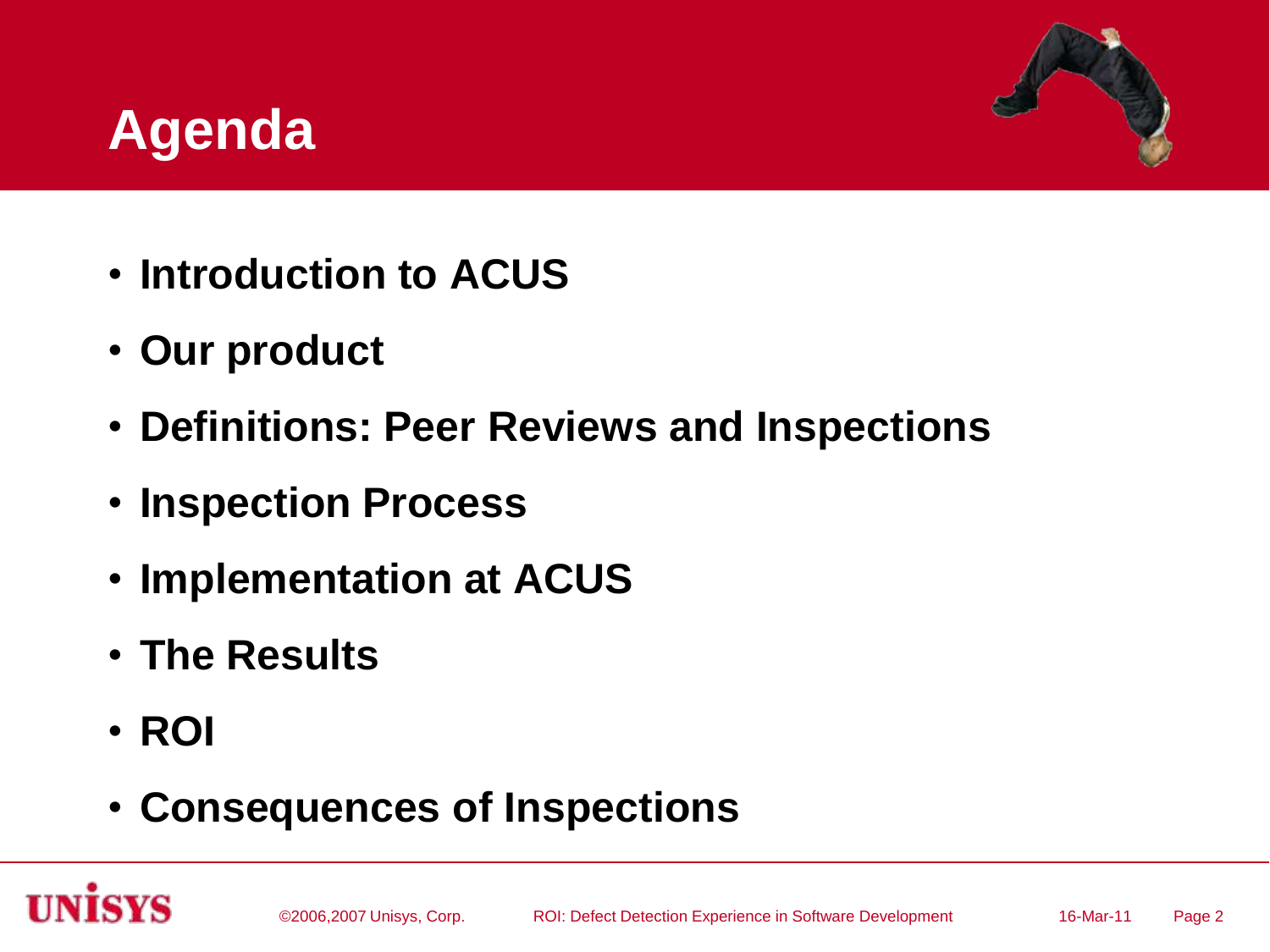# Agenda

- **Introduction to ACUS**
- **Our product**
- **Definitions: Peer Reviews and Inspections**
- **Inspection Process**
- **Implementation at ACUS**
- **The Results**
- **ROI**
- **Consequences of Inspections**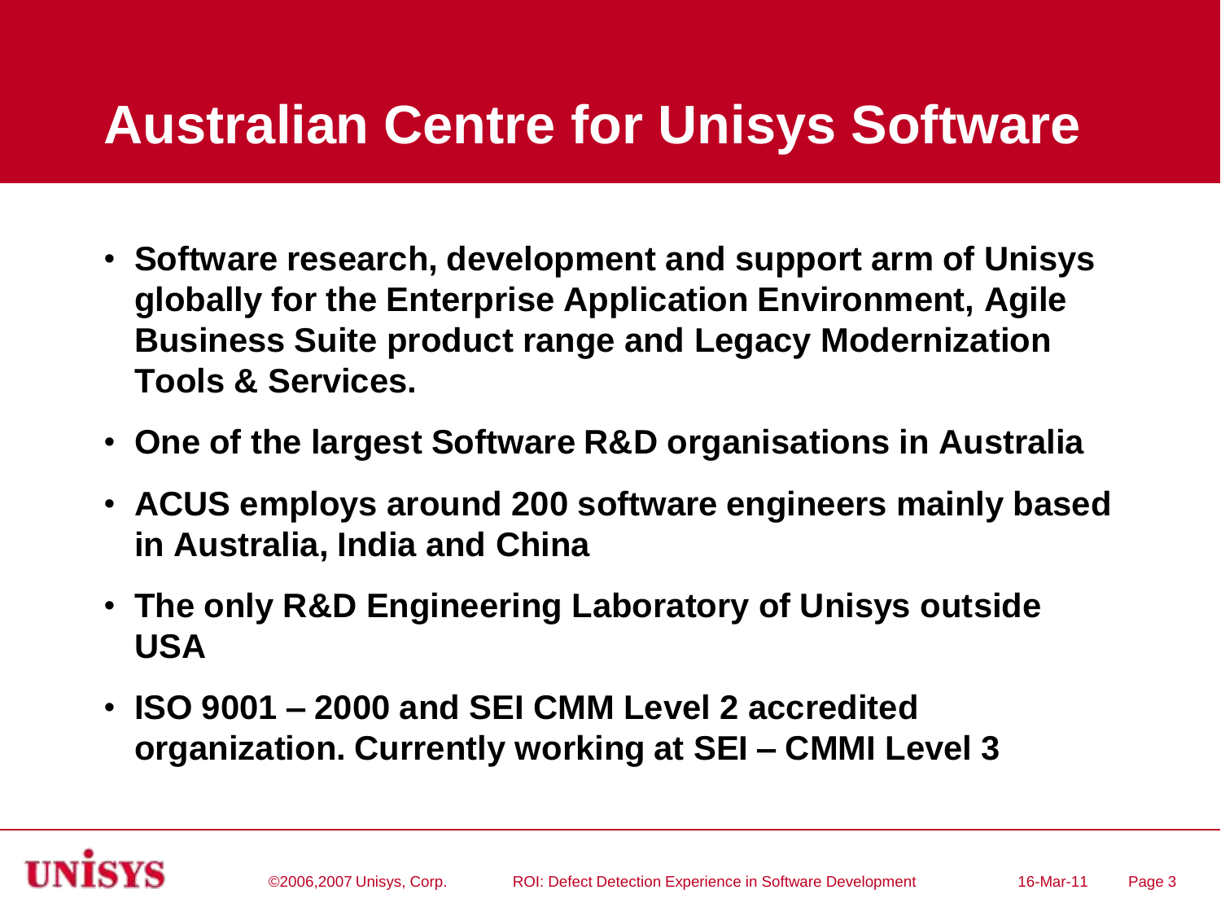# Australian Centre for Unisys Software

- **Software research, development and support arm of Unisys globally for the Enterprise Application Environment, Agile Business Suite product range and Legacy Modernization Tools & Services.**
- **One of the largest Software R&D organisations in Australia**
- **ACUS employs around 200 software engineers mainly based in Australia, India and China**
- **The only R&D Engineering Laboratory of Unisys outside USA**
- **ISO 9001 – 2000 and SEI CMM Level 2 accredited organization. Currently working at SEI – CMMI Level 3**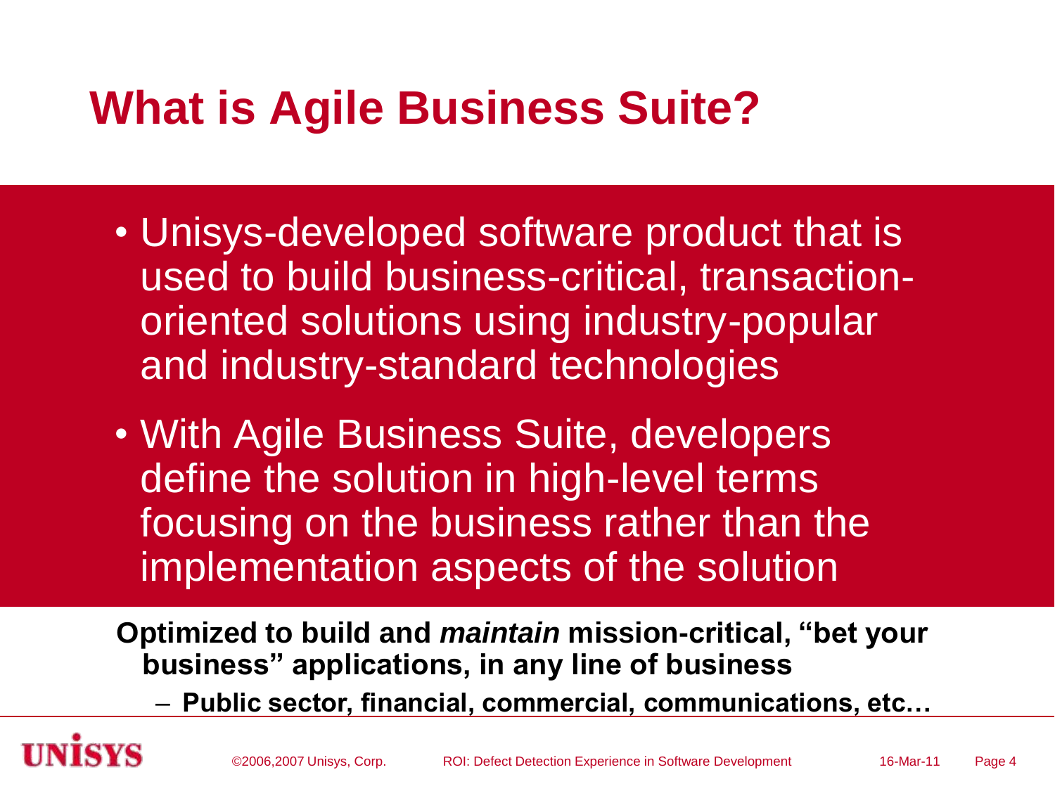# What is Agile Business Suite?

- Unisys-developed software product that is used to build business-critical, transaction-oriented solutions using industry-popular and industry-standard technologies
- With Agile Business Suite, developers define the solution in high-level terms focusing on the business rather than the implementation aspects of the solution

**Optimized to build and *maintain* mission-critical, "bet your business" applications, in any line of business**

- **Public sector, financial, commercial, communications, etc…**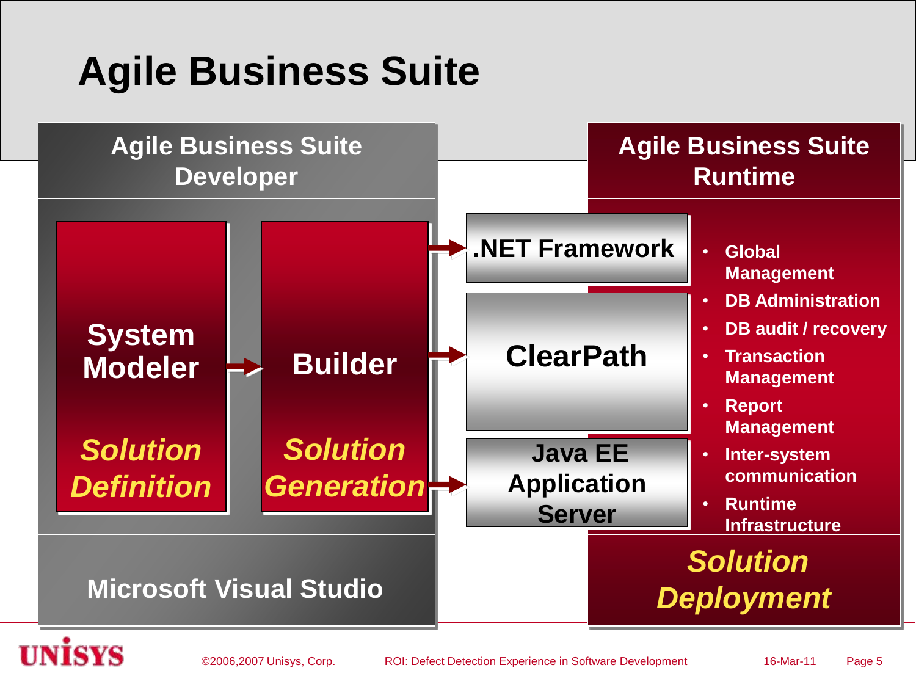# Agile Business Suite

## Agile Business Suite Developer

**System Modeler** → **Builder**

*Solution Definition* → *Solution Generation*

**Microsoft Visual Studio**

**.NET Framework**

**ClearPath**

**Java EE Application Server**

## Agile Business Suite Runtime

- Global Management
- DB Administration
- DB audit / recovery
- Transaction Management
- Report Management
- Inter-system communication
- Runtime Infrastructure

*Solution Deployment*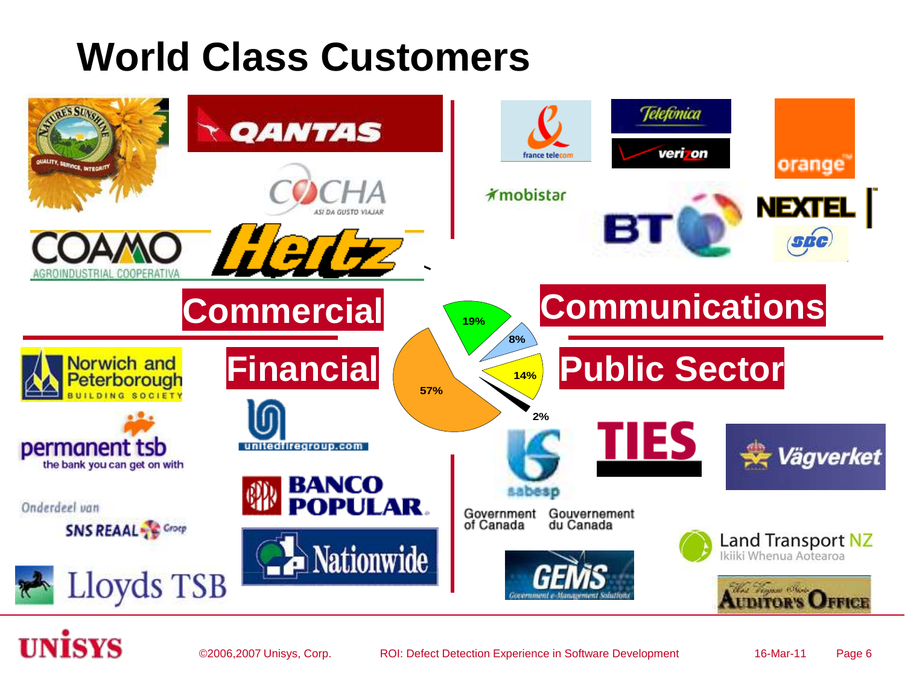# World Class Customers

## Commercial

Nature's Sunshine — Quality, Service, Integrity

QANTAS

COCHA — Así da gusto viajar

COAMO — Agroindustrial Cooperativa

Hertz

## Communications

france telecom

Telefónica

verizon

orange

mobistar

BT

NEXTEL

SBC

## Financial

Norwich and Peterborough Building Society

permanent tsb — the bank you can get on with

unitedfiregroup.com

Onderdeel van SNS REAAL Groep

BANCO POPULAR

Nationwide

Lloyds TSB

## Public Sector

sabesp

TIES

Vägverket

Government of Canada / Gouvernement du Canada

Land Transport NZ — Ikiiki Whenua Aotearoa

GEMS — Government e-Management Solutions

West Virginia State Auditor's Office

| Segment | Share |
| --- | --- |
| Commercial | 57% |
| Communications | 19% |
| (unlabeled) | 8% |
| (unlabeled) | 14% |
| (unlabeled) | 2% |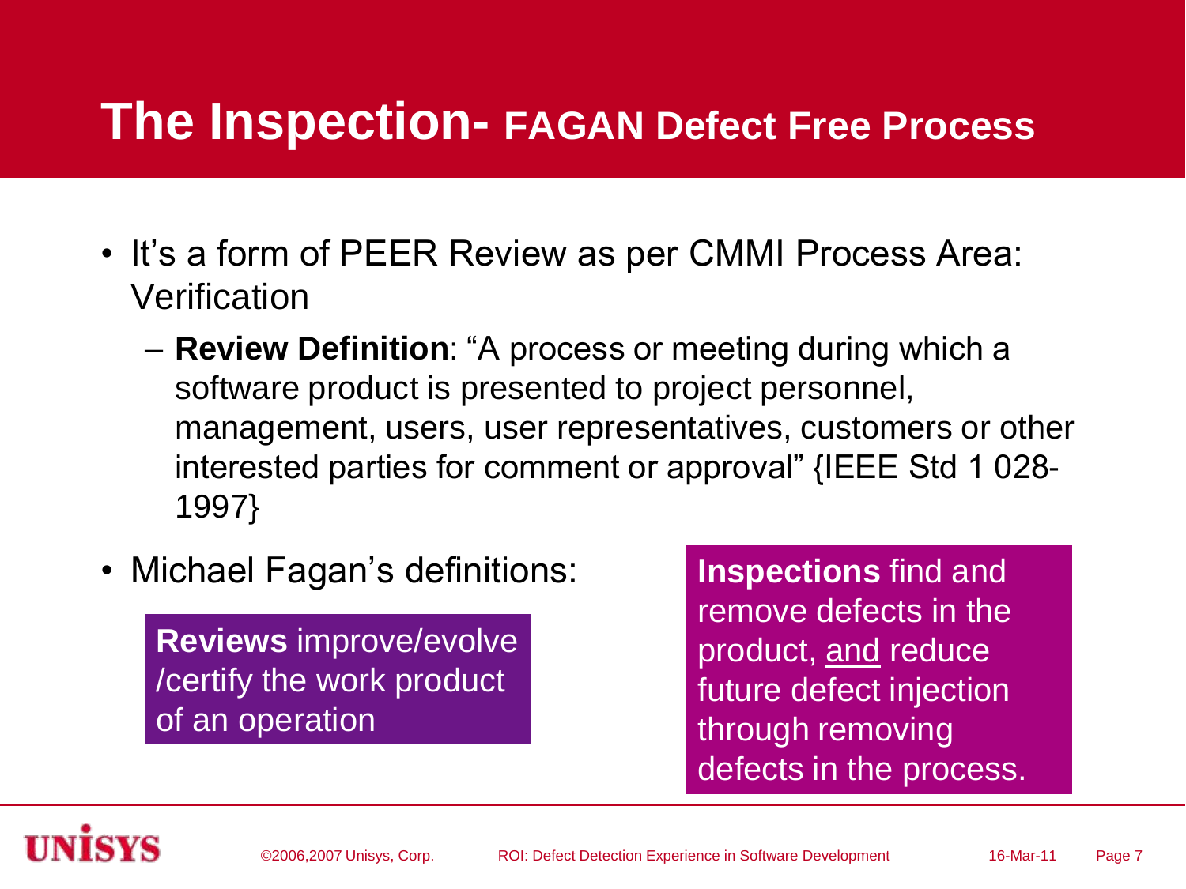# The Inspection- FAGAN Defect Free Process

- It's a form of PEER Review as per CMMI Process Area: Verification
  - **Review Definition**: "A process or meeting during which a software product is presented to project personnel, management, users, user representatives, customers or other interested parties for comment or approval" {IEEE Std 1 028-1997}
- Michael Fagan's definitions:

**Reviews** improve/evolve /certify the work product of an operation

**Inspections** find and remove defects in the product, <u>and</u> reduce future defect injection through removing defects in the process.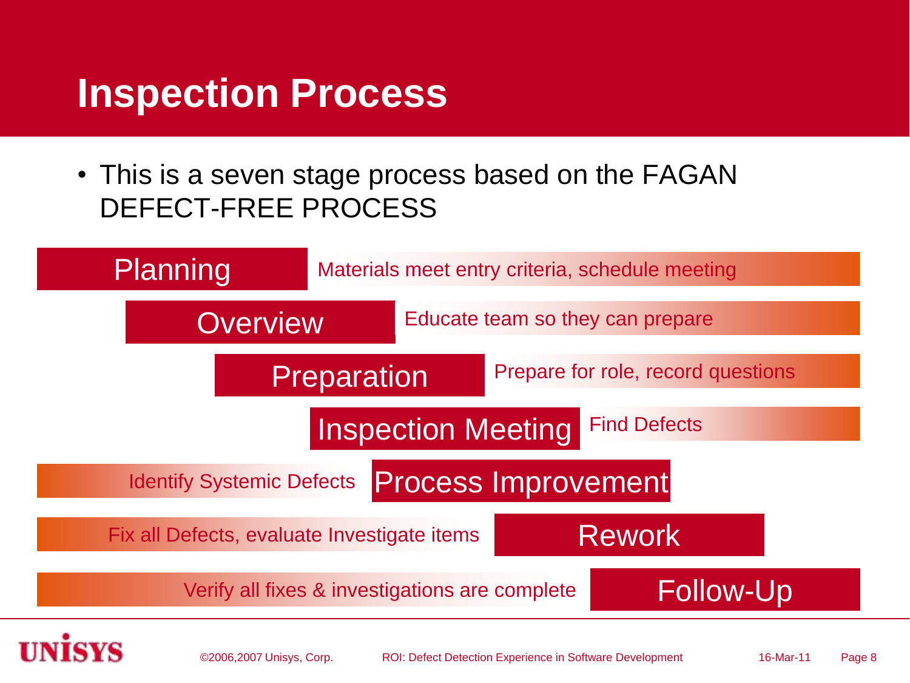# Inspection Process

- This is a seven stage process based on the FAGAN DEFECT-FREE PROCESS

| Stage | Description |
| --- | --- |
| Planning | Materials meet entry criteria, schedule meeting |
| Overview | Educate team so they can prepare |
| Preparation | Prepare for role, record questions |
| Inspection Meeting | Find Defects |
| Process Improvement | Identify Systemic Defects |
| Rework | Fix all Defects, evaluate Investigate items |
| Follow-Up | Verify all fixes & investigations are complete |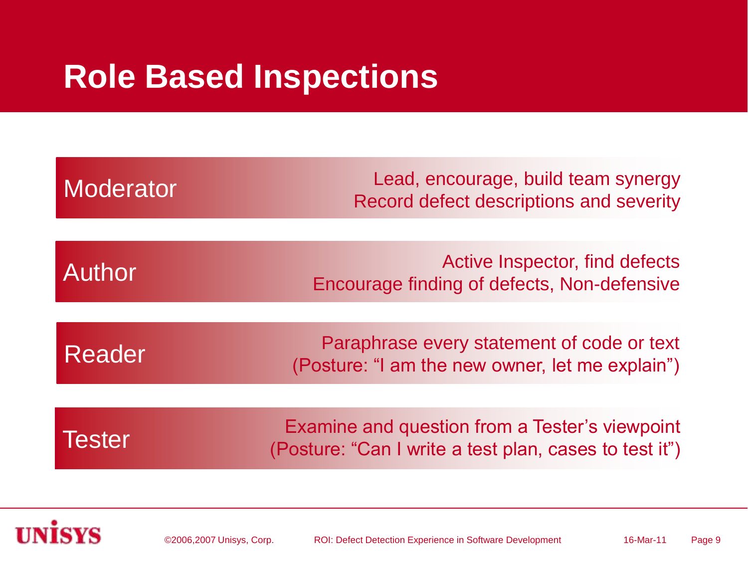# Role Based Inspections

| Role | Responsibilities |
| --- | --- |
| Moderator | Lead, encourage, build team synergy<br>Record defect descriptions and severity |
| Author | Active Inspector, find defects<br>Encourage finding of defects, Non-defensive |
| Reader | Paraphrase every statement of code or text<br>(Posture: “I am the new owner, let me explain”) |
| Tester | Examine and question from a Tester’s viewpoint<br>(Posture: “Can I write a test plan, cases to test it”) |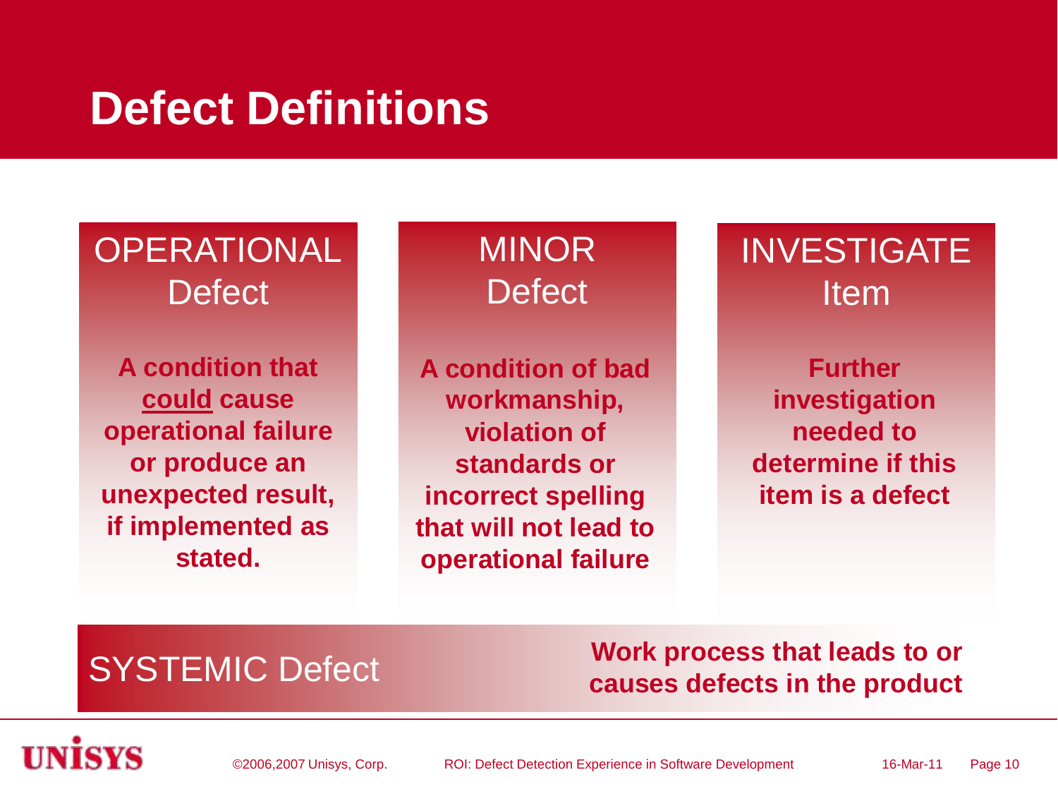# Defect Definitions

## OPERATIONAL Defect

**A condition that <u>could</u> cause operational failure or produce an unexpected result, if implemented as stated.**

## MINOR Defect

**A condition of bad workmanship, violation of standards or incorrect spelling that will not lead to operational failure**

## INVESTIGATE Item

**Further investigation needed to determine if this item is a defect**

## SYSTEMIC Defect

**Work process that leads to or causes defects in the product**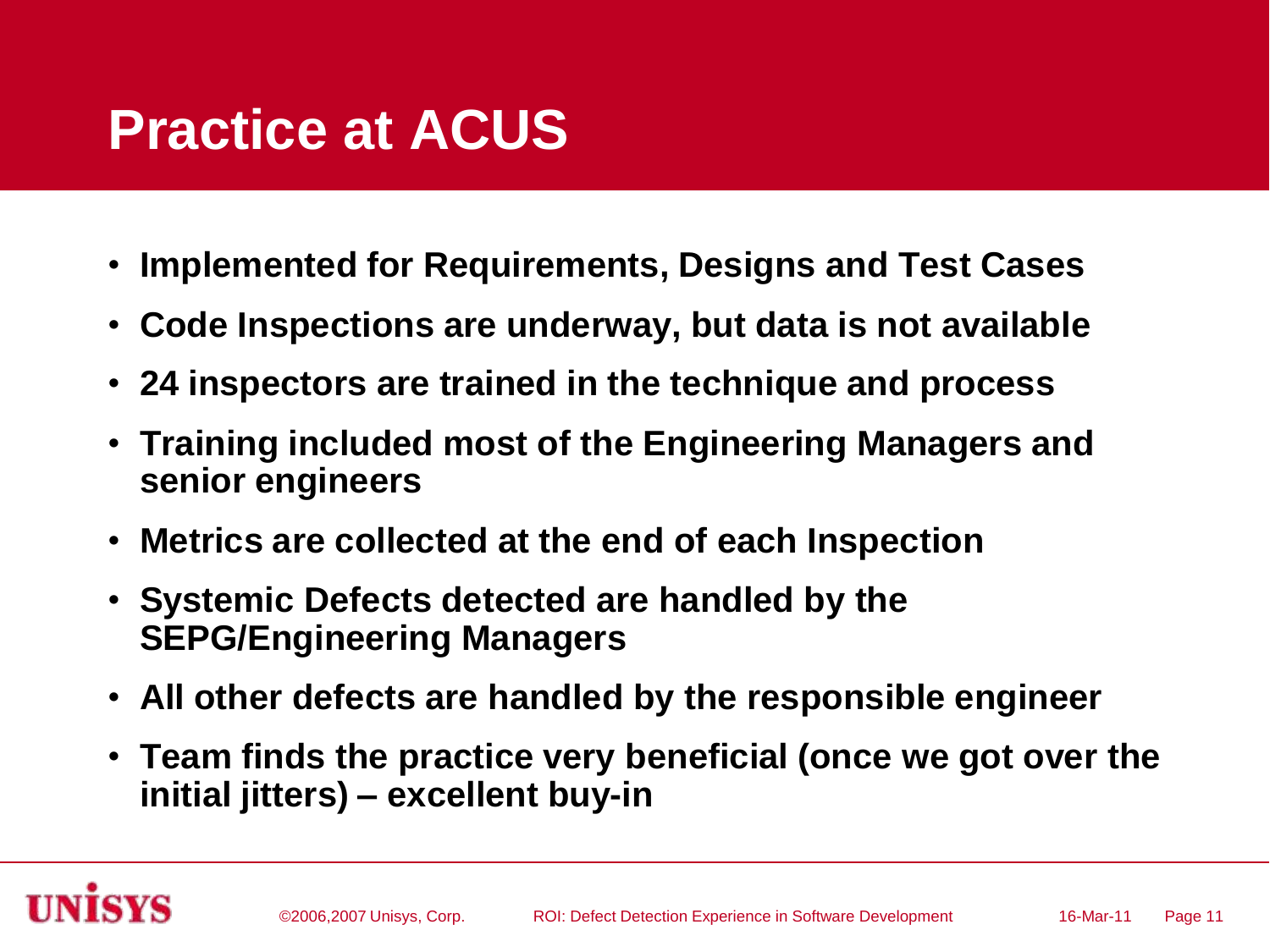# Practice at ACUS

- **Implemented for Requirements, Designs and Test Cases**
- **Code Inspections are underway, but data is not available**
- **24 inspectors are trained in the technique and process**
- **Training included most of the Engineering Managers and senior engineers**
- **Metrics are collected at the end of each Inspection**
- **Systemic Defects detected are handled by the SEPG/Engineering Managers**
- **All other defects are handled by the responsible engineer**
- **Team finds the practice very beneficial (once we got over the initial jitters) – excellent buy-in**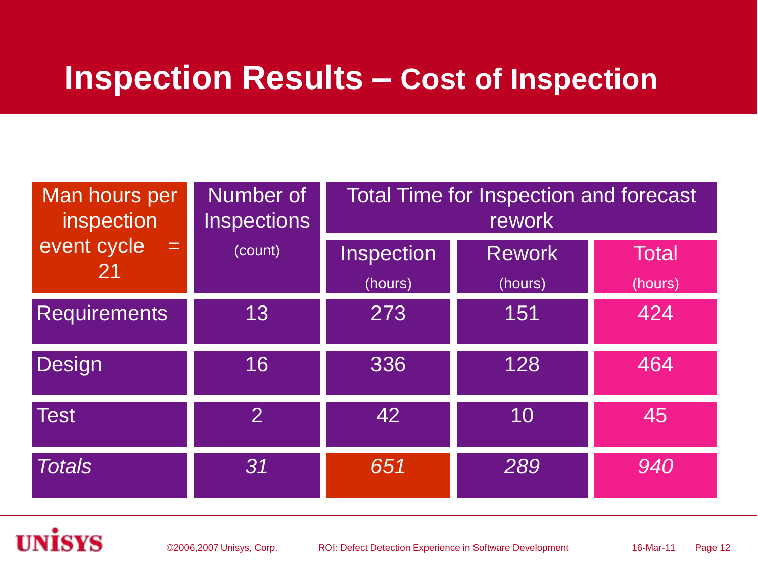# Inspection Results – Cost of Inspection

| Man hours per inspection event cycle = 21 | Number of Inspections (count) | Total Time for Inspection and forecast rework | | |
|---|---|---|---|---|
| | | Inspection (hours) | Rework (hours) | Total (hours) |
| Requirements | 13 | 273 | 151 | 424 |
| Design | 16 | 336 | 128 | 464 |
| Test | 2 | 42 | 10 | 45 |
| *Totals* | *31* | *651* | *289* | *940* |

©2006,2007 Unisys, Corp. ROI: Defect Detection Experience in Software Development 16-Mar-11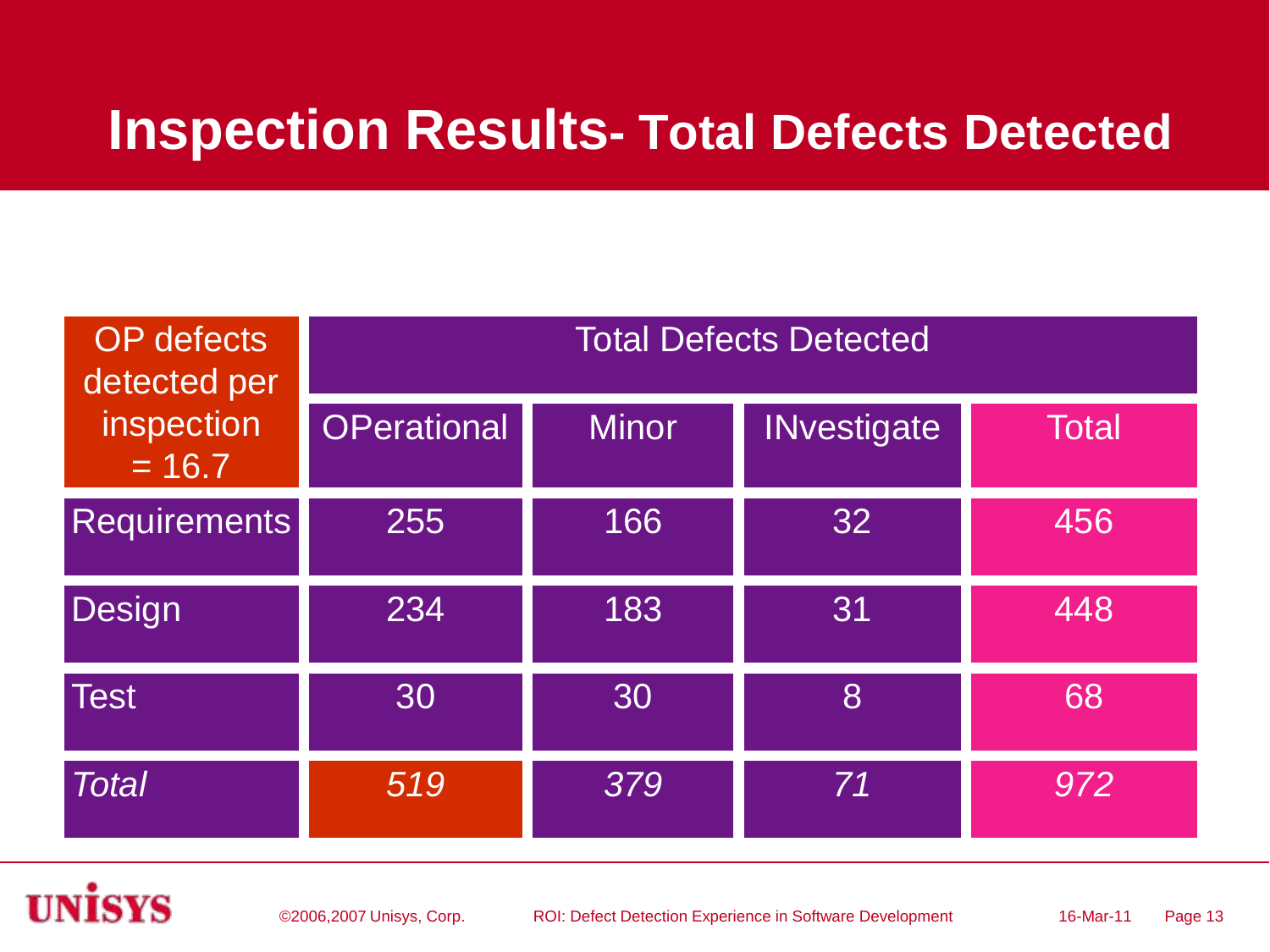# Inspection Results- Total Defects Detected

| OP defects detected per inspection = 16.7 | Total Defects Detected | | | |
|---|---|---|---|---|
| | OPerational | Minor | INvestigate | Total |
| Requirements | 255 | 166 | 32 | 456 |
| Design | 234 | 183 | 31 | 448 |
| Test | 30 | 30 | 8 | 68 |
| *Total* | *519* | *379* | *71* | *972* |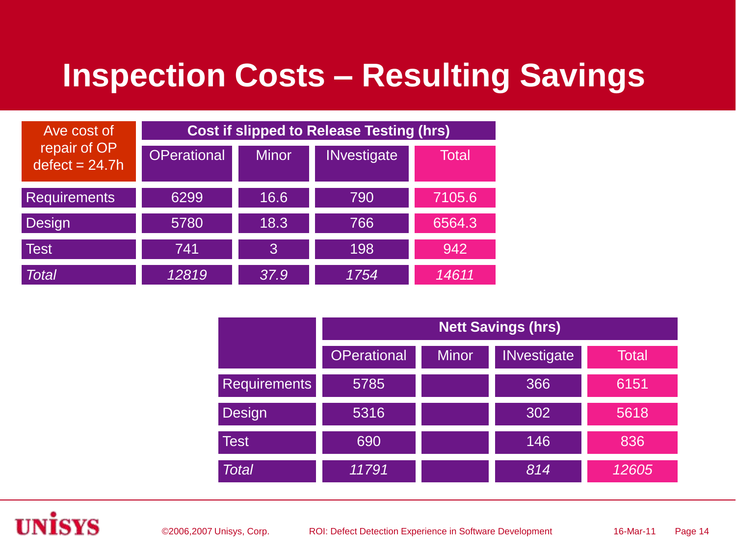# Inspection Costs – Resulting Savings

| Ave cost of repair of OP defect = 24.7h | Cost if slipped to Release Testing (hrs) | | | |
|---|---|---|---|---|
| | OPerational | Minor | INvestigate | Total |
| Requirements | 6299 | 16.6 | 790 | 7105.6 |
| Design | 5780 | 18.3 | 766 | 6564.3 |
| Test | 741 | 3 | 198 | 942 |
| *Total* | *12819* | *37.9* | *1754* | *14611* |

| | Nett Savings (hrs) | | | |
|---|---|---|---|---|
| | OPerational | Minor | INvestigate | Total |
| Requirements | 5785 | | 366 | 6151 |
| Design | 5316 | | 302 | 5618 |
| Test | 690 | | 146 | 836 |
| *Total* | *11791* | | *814* | *12605* |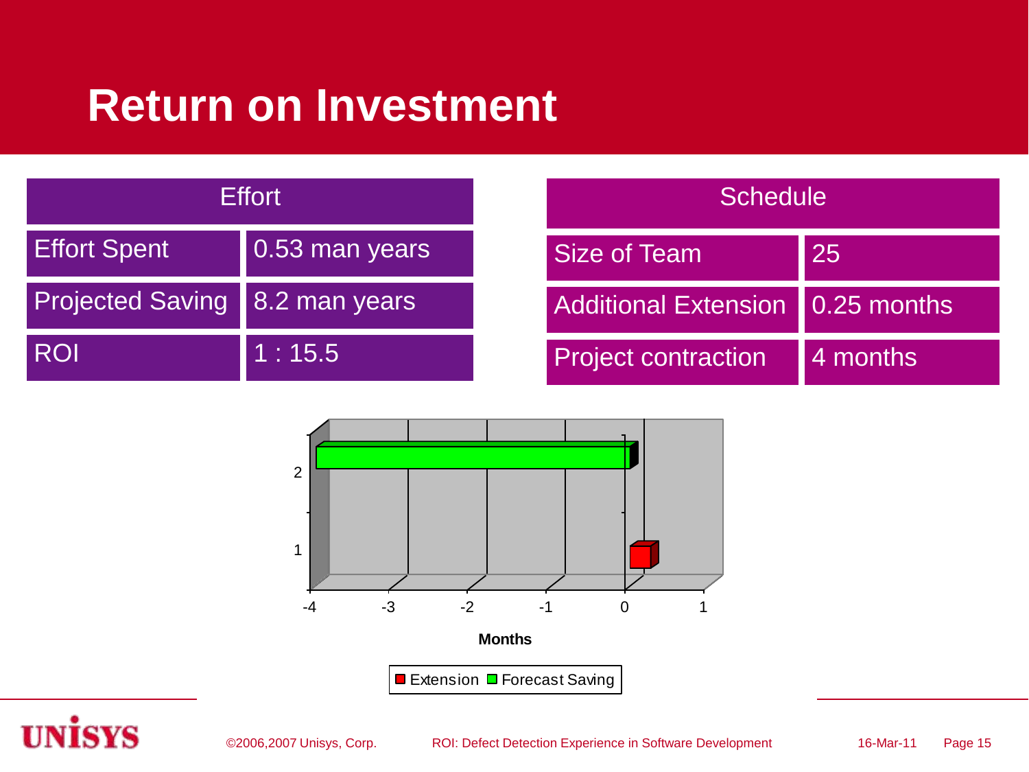# Return on Investment

| Effort | |
|---|---|
| Effort Spent | 0.53 man years |
| Projected Saving | 8.2 man years |
| ROI | 1 : 15.5 |

| Schedule | |
|---|---|
| Size of Team | 25 |
| Additional Extension | 0.25 months |
| Project contraction | 4 months |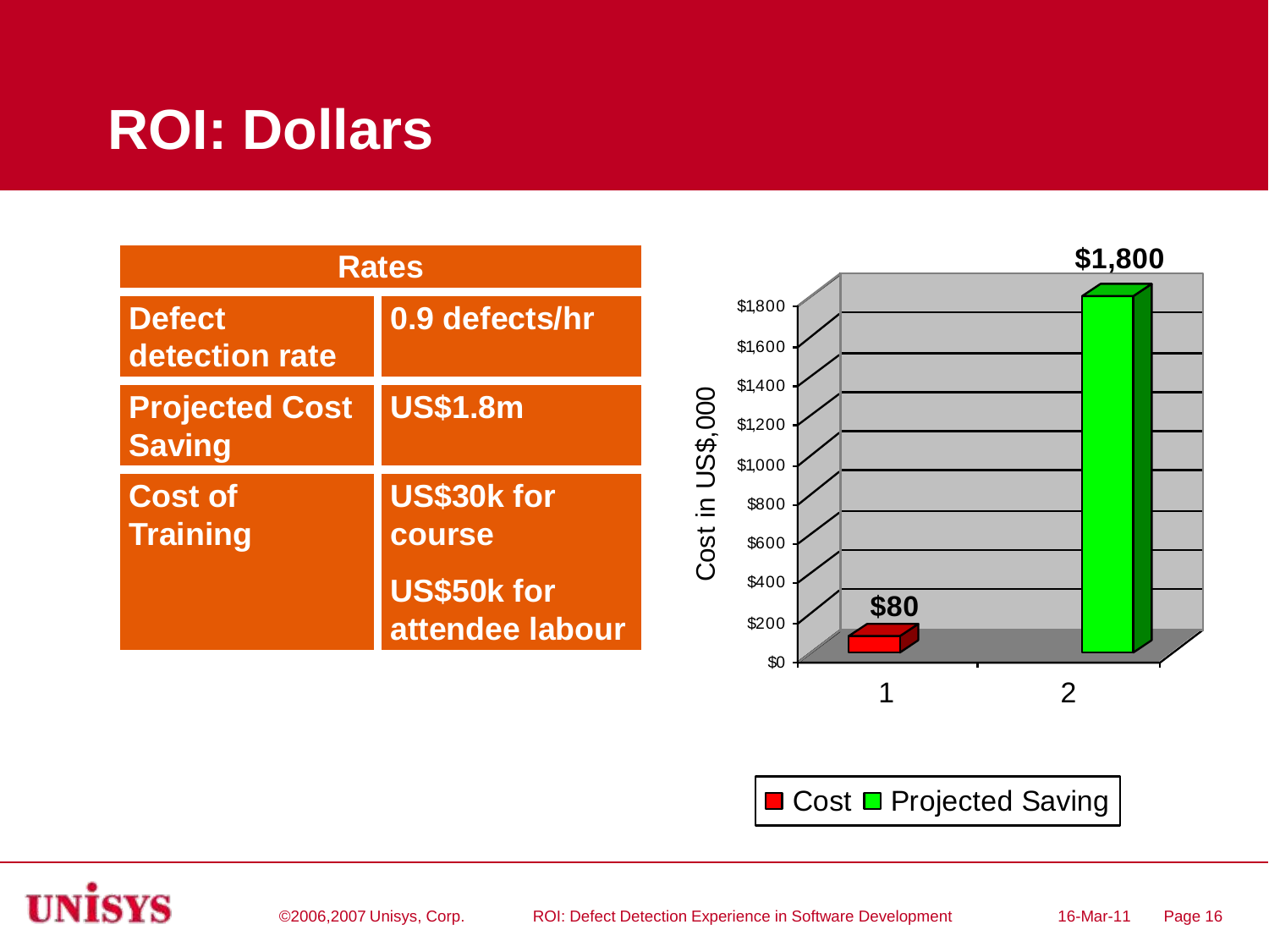# ROI: Dollars

| Rates | |
|---|---|
| Defect detection rate | 0.9 defects/hr |
| Projected Cost Saving | US$1.8m |
| Cost of Training | US$30k for course<br><br>US$50k for attendee labour |

Cost in US$,000

| | Cost in US$,000 |
|---|---|
| 1 (Cost) | $80 |
| 2 (Projected Saving) | $1,800 |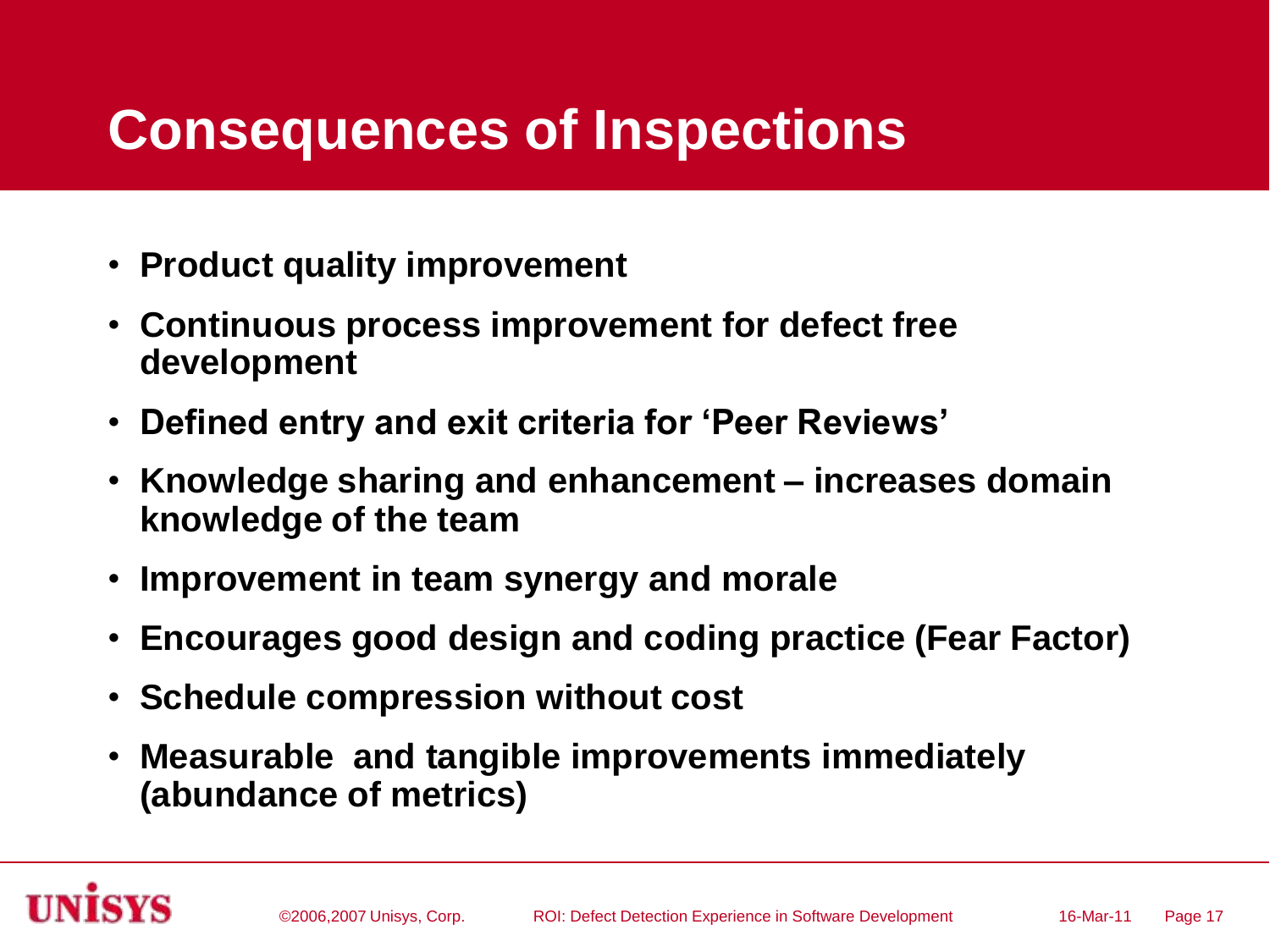# Consequences of Inspections

- **Product quality improvement**
- **Continuous process improvement for defect free development**
- **Defined entry and exit criteria for 'Peer Reviews'**
- **Knowledge sharing and enhancement – increases domain knowledge of the team**
- **Improvement in team synergy and morale**
- **Encourages good design and coding practice (Fear Factor)**
- **Schedule compression without cost**
- **Measurable  and tangible improvements immediately (abundance of metrics)**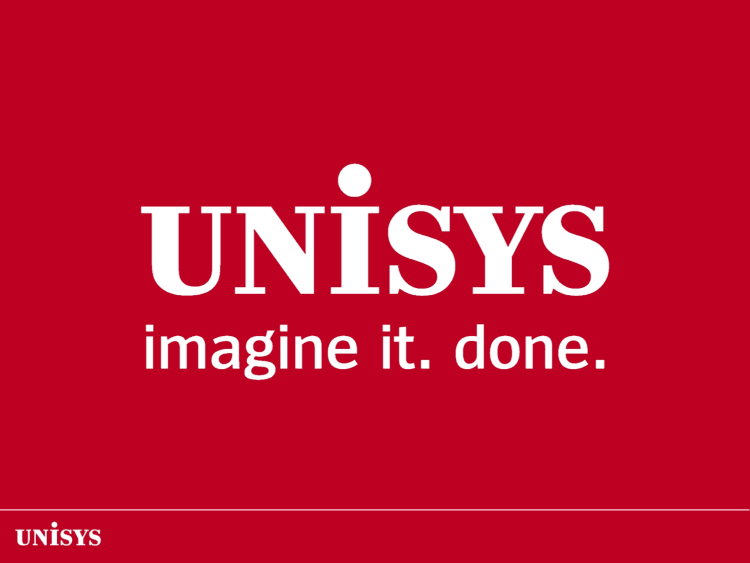# UNISYS

imagine it. done.